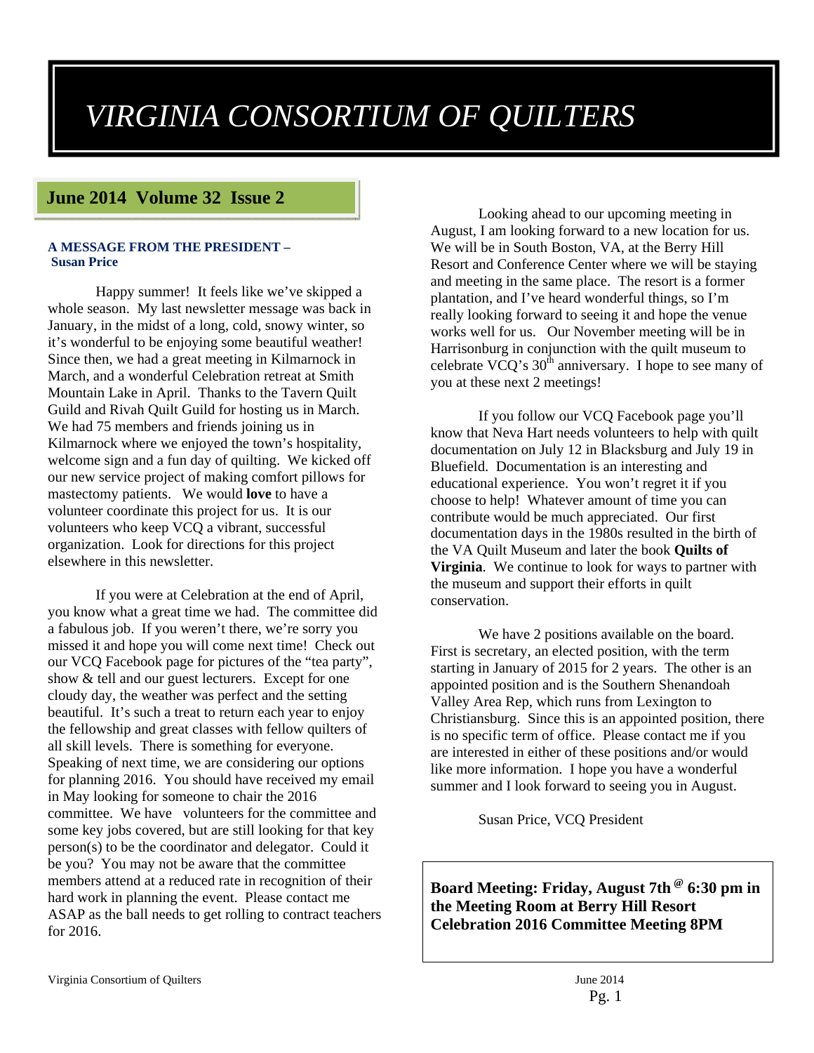# VIRGINIA CONSORTIUM OF QUILTERS

## June 2014 Volume 32 Issue 2

**A MESSAGE FROM THE PRESIDENT – Susan Price**

Happy summer! It feels like we've skipped a whole season. My last newsletter message was back in January, in the midst of a long, cold, snowy winter, so it's wonderful to be enjoying some beautiful weather! Since then, we had a great meeting in Kilmarnock in March, and a wonderful Celebration retreat at Smith Mountain Lake in April. Thanks to the Tavern Quilt Guild and Rivah Quilt Guild for hosting us in March. We had 75 members and friends joining us in Kilmarnock where we enjoyed the town's hospitality, welcome sign and a fun day of quilting. We kicked off our new service project of making comfort pillows for mastectomy patients. We would **love** to have a volunteer coordinate this project for us. It is our volunteers who keep VCQ a vibrant, successful organization. Look for directions for this project elsewhere in this newsletter.

If you were at Celebration at the end of April, you know what a great time we had. The committee did a fabulous job. If you weren't there, we're sorry you missed it and hope you will come next time! Check out our VCQ Facebook page for pictures of the "tea party", show & tell and our guest lecturers. Except for one cloudy day, the weather was perfect and the setting beautiful. It's such a treat to return each year to enjoy the fellowship and great classes with fellow quilters of all skill levels. There is something for everyone. Speaking of next time, we are considering our options for planning 2016. You should have received my email in May looking for someone to chair the 2016 committee. We have volunteers for the committee and some key jobs covered, but are still looking for that key person(s) to be the coordinator and delegator. Could it be you? You may not be aware that the committee members attend at a reduced rate in recognition of their hard work in planning the event. Please contact me ASAP as the ball needs to get rolling to contract teachers for 2016.

Looking ahead to our upcoming meeting in August, I am looking forward to a new location for us. We will be in South Boston, VA, at the Berry Hill Resort and Conference Center where we will be staying and meeting in the same place. The resort is a former plantation, and I've heard wonderful things, so I'm really looking forward to seeing it and hope the venue works well for us. Our November meeting will be in Harrisonburg in conjunction with the quilt museum to celebrate VCQ's 30th anniversary. I hope to see many of you at these next 2 meetings!

If you follow our VCQ Facebook page you'll know that Neva Hart needs volunteers to help with quilt documentation on July 12 in Blacksburg and July 19 in Bluefield. Documentation is an interesting and educational experience. You won't regret it if you choose to help! Whatever amount of time you can contribute would be much appreciated. Our first documentation days in the 1980s resulted in the birth of the VA Quilt Museum and later the book **Quilts of Virginia**. We continue to look for ways to partner with the museum and support their efforts in quilt conservation.

We have 2 positions available on the board. First is secretary, an elected position, with the term starting in January of 2015 for 2 years. The other is an appointed position and is the Southern Shenandoah Valley Area Rep, which runs from Lexington to Christiansburg. Since this is an appointed position, there is no specific term of office. Please contact me if you are interested in either of these positions and/or would like more information. I hope you have a wonderful summer and I look forward to seeing you in August.

Susan Price, VCQ President

**Board Meeting: Friday, August 7th @ 6:30 pm in the Meeting Room at Berry Hill Resort**
**Celebration 2016 Committee Meeting 8PM**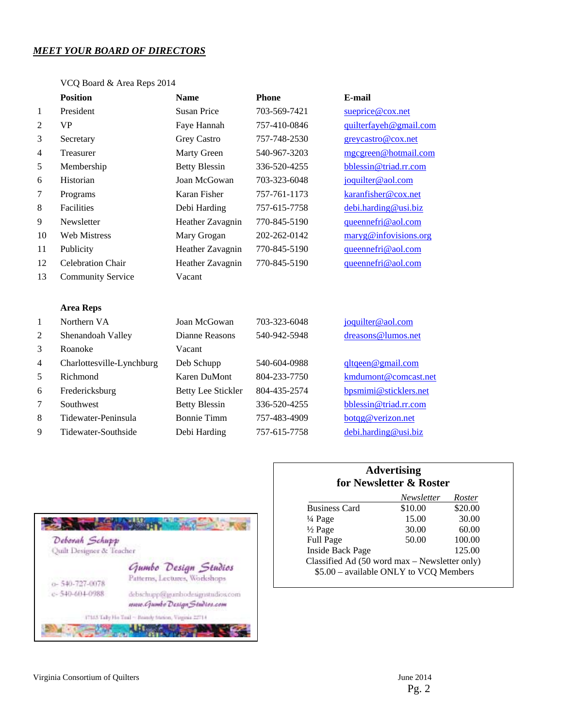## ***MEET YOUR BOARD OF DIRECTORS***

VCQ Board & Area Reps 2014

| | **Position** | **Name** | **Phone** | **E-mail** |
|---|---|---|---|---|
| 1 | President | Susan Price | 703-569-7421 | sueprice@cox.net |
| 2 | VP | Faye Hannah | 757-410-0846 | quilterfayeh@gmail.com |
| 3 | Secretary | Grey Castro | 757-748-2530 | greycastro@cox.net |
| 4 | Treasurer | Marty Green | 540-967-3203 | mgcgreen@hotmail.com |
| 5 | Membership | Betty Blessin | 336-520-4255 | bblessin@triad.rr.com |
| 6 | Historian | Joan McGowan | 703-323-6048 | joquilter@aol.com |
| 7 | Programs | Karan Fisher | 757-761-1173 | karanfisher@cox.net |
| 8 | Facilities | Debi Harding | 757-615-7758 | debi.harding@usi.biz |
| 9 | Newsletter | Heather Zavagnin | 770-845-5190 | queennefri@aol.com |
| 10 | Web Mistress | Mary Grogan | 202-262-0142 | maryg@infovisions.org |
| 11 | Publicity | Heather Zavagnin | 770-845-5190 | queennefri@aol.com |
| 12 | Celebration Chair | Heather Zavagnin | 770-845-5190 | queennefri@aol.com |
| 13 | Community Service | Vacant | | |

| | **Area Reps** | | | |
|---|---|---|---|---|
| 1 | Northern VA | Joan McGowan | 703-323-6048 | joquilter@aol.com |
| 2 | Shenandoah Valley | Dianne Reasons | 540-942-5948 | dreasons@lumos.net |
| 3 | Roanoke | Vacant | | |
| 4 | Charlottesville-Lynchburg | Deb Schupp | 540-604-0988 | qltqeen@gmail.com |
| 5 | Richmond | Karen DuMont | 804-233-7750 | kmdumont@comcast.net |
| 6 | Fredericksburg | Betty Lee Stickler | 804-435-2574 | bpsmimi@sticklers.net |
| 7 | Southwest | Betty Blessin | 336-520-4255 | bblessin@triad.rr.com |
| 8 | Tidewater-Peninsula | Bonnie Timm | 757-483-4909 | botqg@verizon.net |
| 9 | Tidewater-Southside | Debi Harding | 757-615-7758 | debi.harding@usi.biz |

Deborah Schupp
Quilt Designer & Teacher

Gumbo Design Studios
Patterns, Lectures, Workshops

o- 540-727-0078
c- 540-604-0988

debschupp@gumbodesignstudios.com
www.GumboDesignStudios.com

17183 Tally Ho Trail ~ Brandy Station, Virginia 22714

### Advertising for Newsletter & Roster

| | *Newsletter* | *Roster* |
|---|---|---|
| Business Card | $10.00 | $20.00 |
| ¼ Page | 15.00 | 30.00 |
| ½ Page | 30.00 | 60.00 |
| Full Page | 50.00 | 100.00 |
| Inside Back Page | | 125.00 |

Classified Ad (50 word max – Newsletter only)
$5.00 – available ONLY to VCQ Members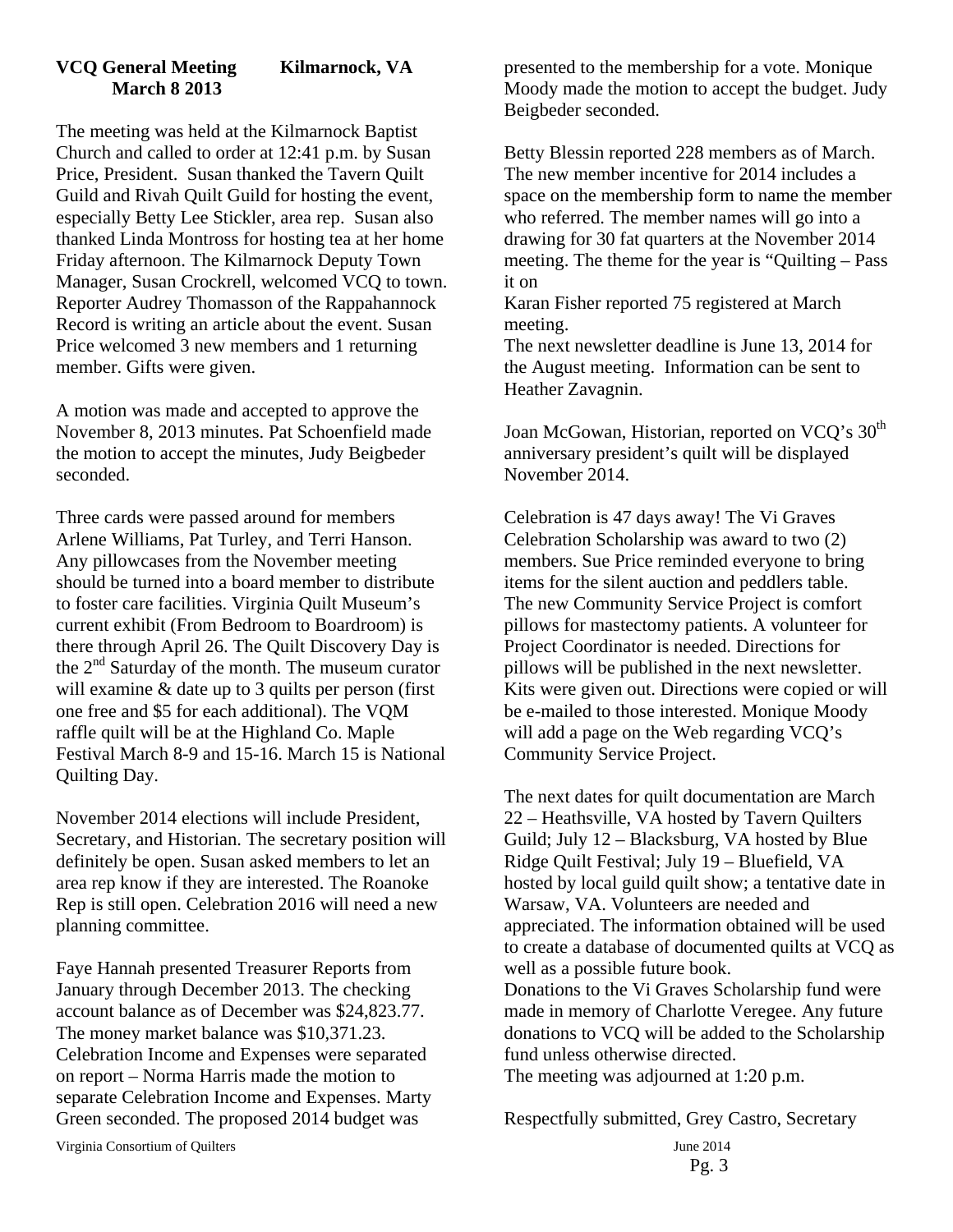**VCQ General Meeting Kilmarnock, VA March 8 2013**

The meeting was held at the Kilmarnock Baptist Church and called to order at 12:41 p.m. by Susan Price, President. Susan thanked the Tavern Quilt Guild and Rivah Quilt Guild for hosting the event, especially Betty Lee Stickler, area rep. Susan also thanked Linda Montross for hosting tea at her home Friday afternoon. The Kilmarnock Deputy Town Manager, Susan Crockrell, welcomed VCQ to town. Reporter Audrey Thomasson of the Rappahannock Record is writing an article about the event. Susan Price welcomed 3 new members and 1 returning member. Gifts were given.

A motion was made and accepted to approve the November 8, 2013 minutes. Pat Schoenfield made the motion to accept the minutes, Judy Beigbeder seconded.

Three cards were passed around for members Arlene Williams, Pat Turley, and Terri Hanson. Any pillowcases from the November meeting should be turned into a board member to distribute to foster care facilities. Virginia Quilt Museum's current exhibit (From Bedroom to Boardroom) is there through April 26. The Quilt Discovery Day is the 2nd Saturday of the month. The museum curator will examine & date up to 3 quilts per person (first one free and $5 for each additional). The VQM raffle quilt will be at the Highland Co. Maple Festival March 8-9 and 15-16. March 15 is National Quilting Day.

November 2014 elections will include President, Secretary, and Historian. The secretary position will definitely be open. Susan asked members to let an area rep know if they are interested. The Roanoke Rep is still open. Celebration 2016 will need a new planning committee.

Faye Hannah presented Treasurer Reports from January through December 2013. The checking account balance as of December was $24,823.77. The money market balance was $10,371.23. Celebration Income and Expenses were separated on report – Norma Harris made the motion to separate Celebration Income and Expenses. Marty Green seconded. The proposed 2014 budget was presented to the membership for a vote. Monique Moody made the motion to accept the budget. Judy Beigbeder seconded.

Betty Blessin reported 228 members as of March. The new member incentive for 2014 includes a space on the membership form to name the member who referred. The member names will go into a drawing for 30 fat quarters at the November 2014 meeting. The theme for the year is "Quilting – Pass it on

Karan Fisher reported 75 registered at March meeting.

The next newsletter deadline is June 13, 2014 for the August meeting. Information can be sent to Heather Zavagnin.

Joan McGowan, Historian, reported on VCQ's 30th anniversary president's quilt will be displayed November 2014.

Celebration is 47 days away! The Vi Graves Celebration Scholarship was award to two (2) members. Sue Price reminded everyone to bring items for the silent auction and peddlers table. The new Community Service Project is comfort pillows for mastectomy patients. A volunteer for Project Coordinator is needed. Directions for pillows will be published in the next newsletter. Kits were given out. Directions were copied or will be e-mailed to those interested. Monique Moody will add a page on the Web regarding VCQ's Community Service Project.

The next dates for quilt documentation are March 22 – Heathsville, VA hosted by Tavern Quilters Guild; July 12 – Blacksburg, VA hosted by Blue Ridge Quilt Festival; July 19 – Bluefield, VA hosted by local guild quilt show; a tentative date in Warsaw, VA. Volunteers are needed and appreciated. The information obtained will be used to create a database of documented quilts at VCQ as well as a possible future book.

Donations to the Vi Graves Scholarship fund were made in memory of Charlotte Veregee. Any future donations to VCQ will be added to the Scholarship fund unless otherwise directed.

The meeting was adjourned at 1:20 p.m.

Respectfully submitted, Grey Castro, Secretary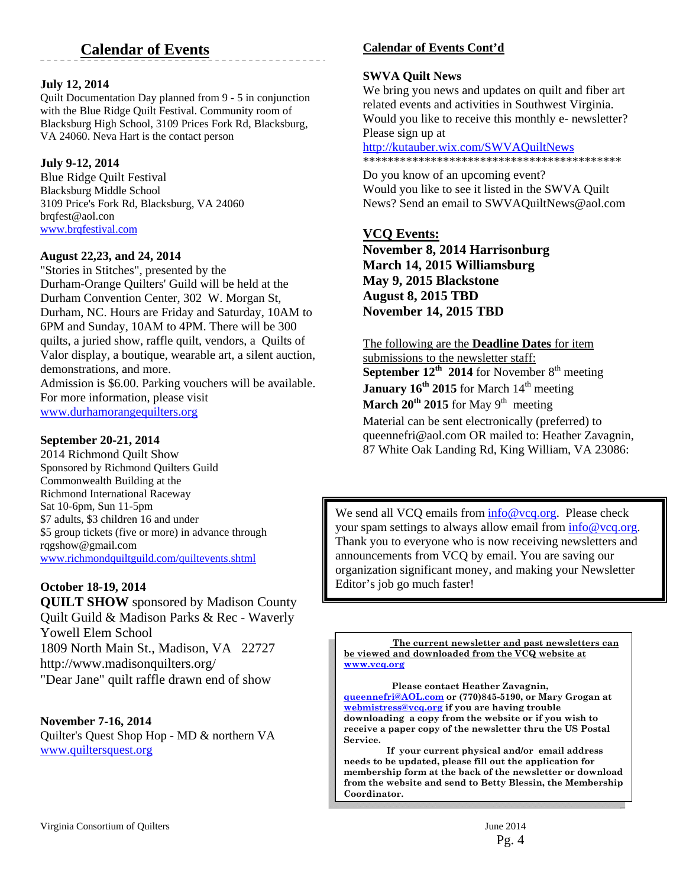## Calendar of Events

**July 12, 2014**
Quilt Documentation Day planned from 9 - 5 in conjunction with the Blue Ridge Quilt Festival. Community room of Blacksburg High School, 3109 Prices Fork Rd, Blacksburg, VA 24060. Neva Hart is the contact person

**July 9-12, 2014**
Blue Ridge Quilt Festival
Blacksburg Middle School
3109 Price's Fork Rd, Blacksburg, VA 24060
brqfest@aol.con
www.brqfestival.com

**August 22,23, and 24, 2014**
"Stories in Stitches", presented by the Durham-Orange Quilters' Guild will be held at the Durham Convention Center, 302 W. Morgan St, Durham, NC. Hours are Friday and Saturday, 10AM to 6PM and Sunday, 10AM to 4PM. There will be 300 quilts, a juried show, raffle quilt, vendors, a Quilts of Valor display, a boutique, wearable art, a silent auction, demonstrations, and more.
Admission is $6.00. Parking vouchers will be available. For more information, please visit
www.durhamorangequilters.org

**September 20-21, 2014**
2014 Richmond Quilt Show
Sponsored by Richmond Quilters Guild
Commonwealth Building at the
Richmond International Raceway
Sat 10-6pm, Sun 11-5pm
$7 adults, $3 children 16 and under
$5 group tickets (five or more) in advance through rqgshow@gmail.com
www.richmondquiltguild.com/quiltevents.shtml

**October 18-19, 2014**
**QUILT SHOW** sponsored by Madison County Quilt Guild & Madison Parks & Rec - Waverly Yowell Elem School
1809 North Main St., Madison, VA 22727
http://www.madisonquilters.org/
"Dear Jane" quilt raffle drawn end of show

**November 7-16, 2014**
Quilter's Quest Shop Hop - MD & northern VA
www.quiltersquest.org

## Calendar of Events Cont'd

**SWVA Quilt News**
We bring you news and updates on quilt and fiber art related events and activities in Southwest Virginia. Would you like to receive this monthly e- newsletter? Please sign up at
http://kutauber.wix.com/SWVAQuiltNews
******************************************
Do you know of an upcoming event? Would you like to see it listed in the SWVA Quilt News? Send an email to SWVAQuiltNews@aol.com

## VCQ Events:

**November 8, 2014 Harrisonburg**
**March 14, 2015 Williamsburg**
**May 9, 2015 Blackstone**
**August 8, 2015 TBD**
**November 14, 2015 TBD**

The following are the **Deadline Dates** for item submissions to the newsletter staff:
**September 12th 2014** for November 8th meeting
**January 16th 2015** for March 14th meeting
**March 20th 2015** for May 9th meeting
Material can be sent electronically (preferred) to queennefri@aol.com OR mailed to: Heather Zavagnin, 87 White Oak Landing Rd, King William, VA 23086:

We send all VCQ emails from info@vcq.org. Please check your spam settings to always allow email from info@vcq.org. Thank you to everyone who is now receiving newsletters and announcements from VCQ by email. You are saving our organization significant money, and making your Newsletter Editor's job go much faster!

**The current newsletter and past newsletters can be viewed and downloaded from the VCQ website at www.vcq.org**

**Please contact Heather Zavagnin, queennefri@AOL.com or (770)845-5190, or Mary Grogan at webmistress@vcq.org if you are having trouble downloading a copy from the website or if you wish to receive a paper copy of the newsletter thru the US Postal Service.**

**If your current physical and/or email address needs to be updated, please fill out the application for membership form at the back of the newsletter or download from the website and send to Betty Blessin, the Membership Coordinator.**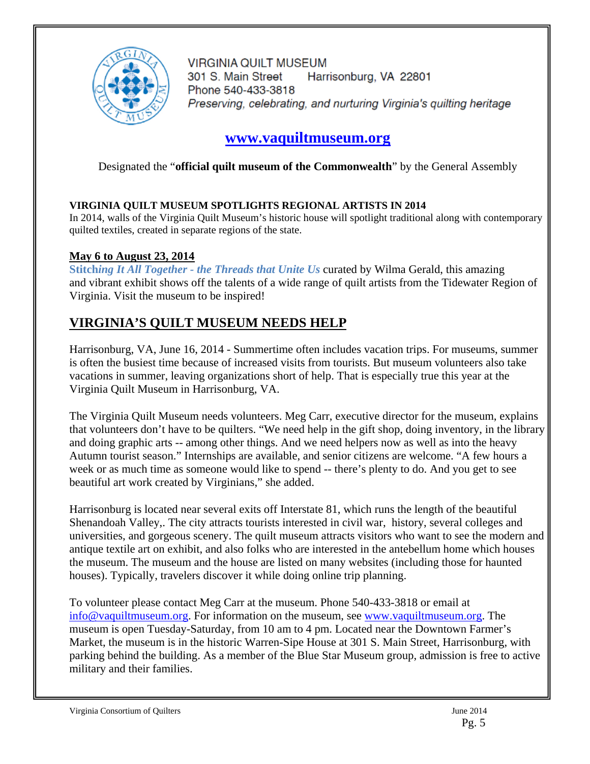VIRGINIA QUILT MUSEUM
301 S. Main Street Harrisonburg, VA 22801
Phone 540-433-3818
*Preserving, celebrating, and nurturing Virginia's quilting heritage*

## [www.vaquiltmuseum.org](http://www.vaquiltmuseum.org)

Designated the "**official quilt museum of the Commonwealth**" by the General Assembly

**VIRGINIA QUILT MUSEUM SPOTLIGHTS REGIONAL ARTISTS IN 2014**
In 2014, walls of the Virginia Quilt Museum's historic house will spotlight traditional along with contemporary quilted textiles, created in separate regions of the state.

**May 6 to August 23, 2014**
***Stitching It All Together - the Threads that Unite Us*** curated by Wilma Gerald, this amazing and vibrant exhibit shows off the talents of a wide range of quilt artists from the Tidewater Region of Virginia. Visit the museum to be inspired!

## VIRGINIA'S QUILT MUSEUM NEEDS HELP

Harrisonburg, VA, June 16, 2014 - Summertime often includes vacation trips. For museums, summer is often the busiest time because of increased visits from tourists. But museum volunteers also take vacations in summer, leaving organizations short of help. That is especially true this year at the Virginia Quilt Museum in Harrisonburg, VA.

The Virginia Quilt Museum needs volunteers. Meg Carr, executive director for the museum, explains that volunteers don't have to be quilters. "We need help in the gift shop, doing inventory, in the library and doing graphic arts -- among other things. And we need helpers now as well as into the heavy Autumn tourist season." Internships are available, and senior citizens are welcome. "A few hours a week or as much time as someone would like to spend -- there's plenty to do. And you get to see beautiful art work created by Virginians," she added.

Harrisonburg is located near several exits off Interstate 81, which runs the length of the beautiful Shenandoah Valley,. The city attracts tourists interested in civil war, history, several colleges and universities, and gorgeous scenery. The quilt museum attracts visitors who want to see the modern and antique textile art on exhibit, and also folks who are interested in the antebellum home which houses the museum. The museum and the house are listed on many websites (including those for haunted houses). Typically, travelers discover it while doing online trip planning.

To volunteer please contact Meg Carr at the museum. Phone 540-433-3818 or email at [info@vaquiltmuseum.org](mailto:info@vaquiltmuseum.org). For information on the museum, see [www.vaquiltmuseum.org](http://www.vaquiltmuseum.org). The museum is open Tuesday-Saturday, from 10 am to 4 pm. Located near the Downtown Farmer's Market, the museum is in the historic Warren-Sipe House at 301 S. Main Street, Harrisonburg, with parking behind the building. As a member of the Blue Star Museum group, admission is free to active military and their families.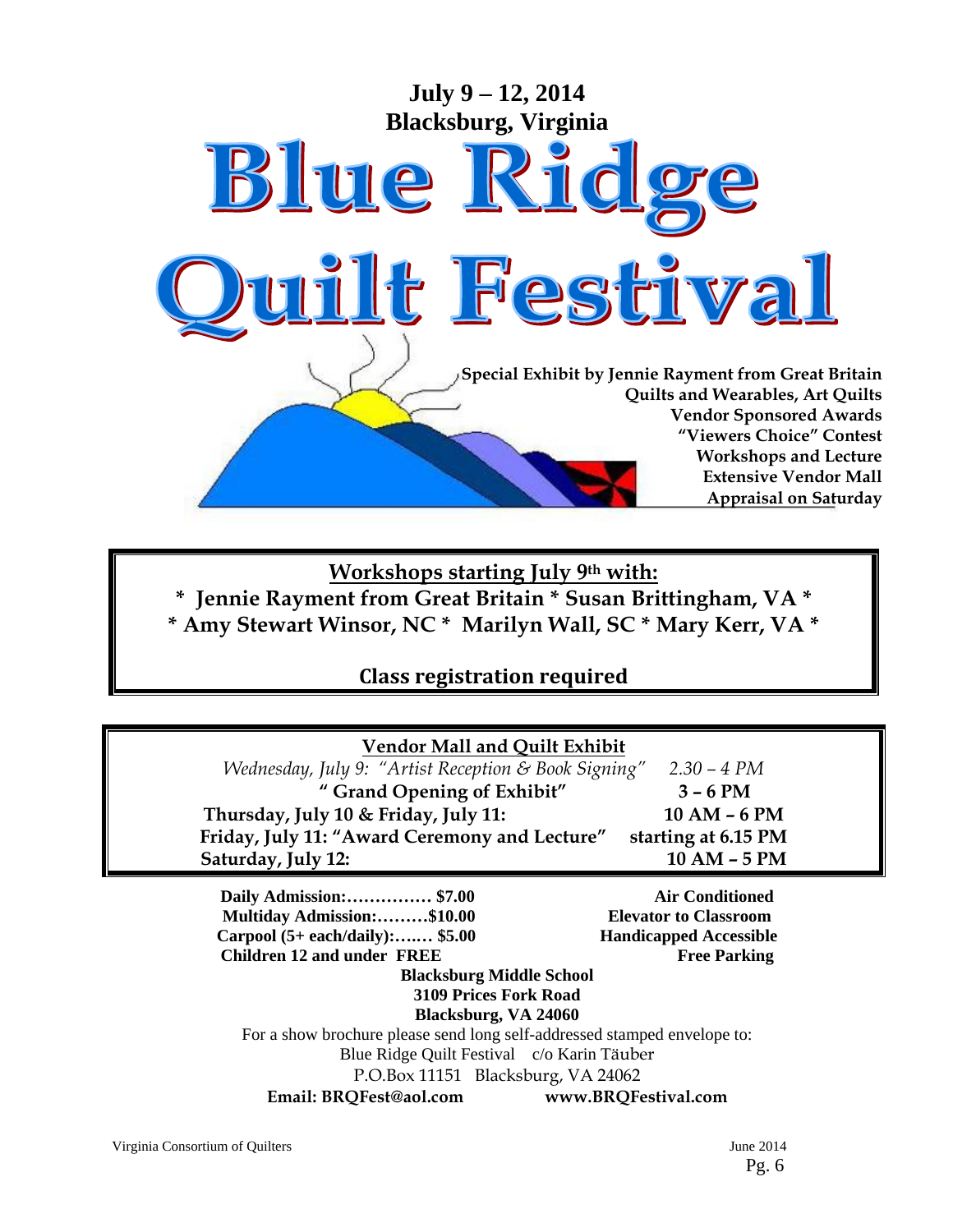**July 9 – 12, 2014**
**Blacksburg, Virginia**

# Blue Ridge Quilt Festival

**Special Exhibit by Jennie Rayment from Great Britain**
**Quilts and Wearables, Art Quilts**
**Vendor Sponsored Awards**
**"Viewers Choice" Contest**
**Workshops and Lecture**
**Extensive Vendor Mall**
**Appraisal on Saturday**

---

**Workshops starting July 9th with:**

**\* Jennie Rayment from Great Britain \* Susan Brittingham, VA \***
**\* Amy Stewart Winsor, NC \* Marilyn Wall, SC \* Mary Kerr, VA \***

**Class registration required**

---

**Vendor Mall and Quilt Exhibit**

| | |
|---|---|
| *Wednesday, July 9: "Artist Reception & Book Signing"* | *2.30 – 4 PM* |
| **" Grand Opening of Exhibit"** | **3 – 6 PM** |
| **Thursday, July 10 & Friday, July 11:** | **10 AM – 6 PM** |
| **Friday, July 11: "Award Ceremony and Lecture"** | **starting at 6.15 PM** |
| **Saturday, July 12:** | **10 AM – 5 PM** |

**Daily Admission:…………… $7.00**
**Multiday Admission:………$10.00**
**Carpool (5+ each/daily):….… $5.00**
**Children 12 and under FREE**

**Air Conditioned**
**Elevator to Classroom**
**Handicapped Accessible**
**Free Parking**

**Blacksburg Middle School**
**3109 Prices Fork Road**
**Blacksburg, VA 24060**

For a show brochure please send long self-addressed stamped envelope to:
Blue Ridge Quilt Festival c/o Karin Täuber
P.O.Box 11151 Blacksburg, VA 24062

**Email: BRQFest@aol.com** **www.BRQFestival.com**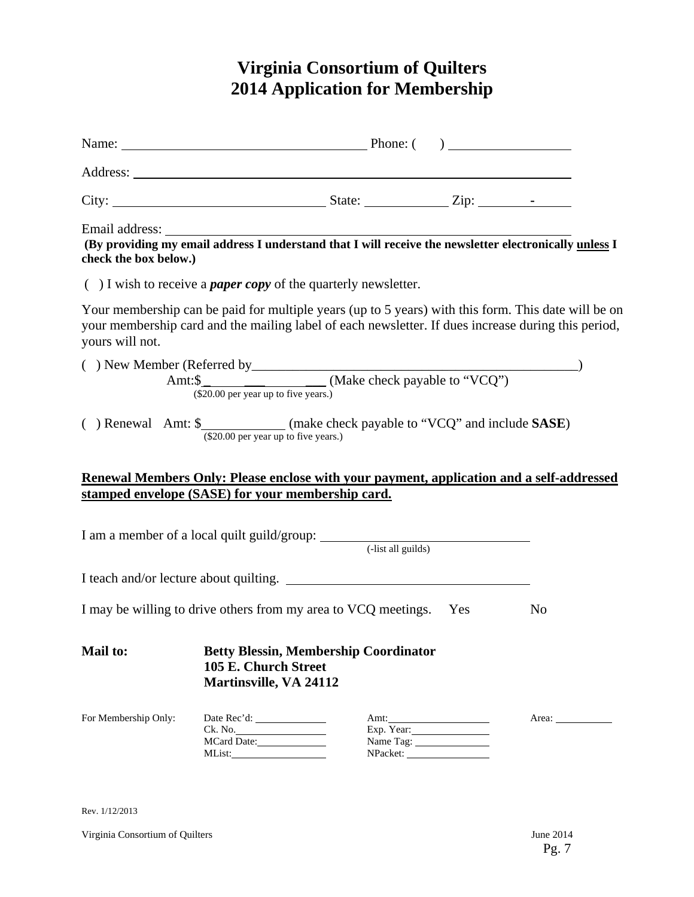# Virginia Consortium of Quilters
# 2014 Application for Membership

Name: ___________________________________ Phone: (      ) _________________

Address: _____________________________________________________________

City: _____________________________ State: ____________ Zip: ________-______

Email address: _________________________________________________________

**(By providing my email address I understand that I will receive the newsletter electronically unless I check the box below.)**

(  ) I wish to receive a ***paper copy*** of the quarterly newsletter.

Your membership can be paid for multiple years (up to 5 years) with this form. This date will be on your membership card and the mailing label of each newsletter. If dues increase during this period, yours will not.

(  ) New Member (Referred by_______________________________________________)
Amt:$_______________ (Make check payable to "VCQ")
($20.00 per year up to five years.)

(  ) Renewal   Amt: $____________ (make check payable to "VCQ" and include **SASE**)
($20.00 per year up to five years.)

**Renewal Members Only: Please enclose with your payment, application and a self-addressed stamped envelope (SASE) for your membership card.**

I am a member of a local quilt guild/group: ______________________________
(-list all guilds)

I teach and/or lecture about quilting. ___________________________________

I may be willing to drive others from my area to VCQ meetings.   Yes   No

**Mail to:** **Betty Blessin, Membership Coordinator**
**105 E. Church Street**
**Martinsville, VA 24112**

| For Membership Only: | Date Rec'd: ____________ | Amt: ____________ | Area: __________ |
|---|---|---|---|
| | Ck. No. ____________ | Exp. Year: ____________ | |
| | MCard Date: ____________ | Name Tag: ____________ | |
| | MList: ____________ | NPacket: ____________ | |

Rev. 1/12/2013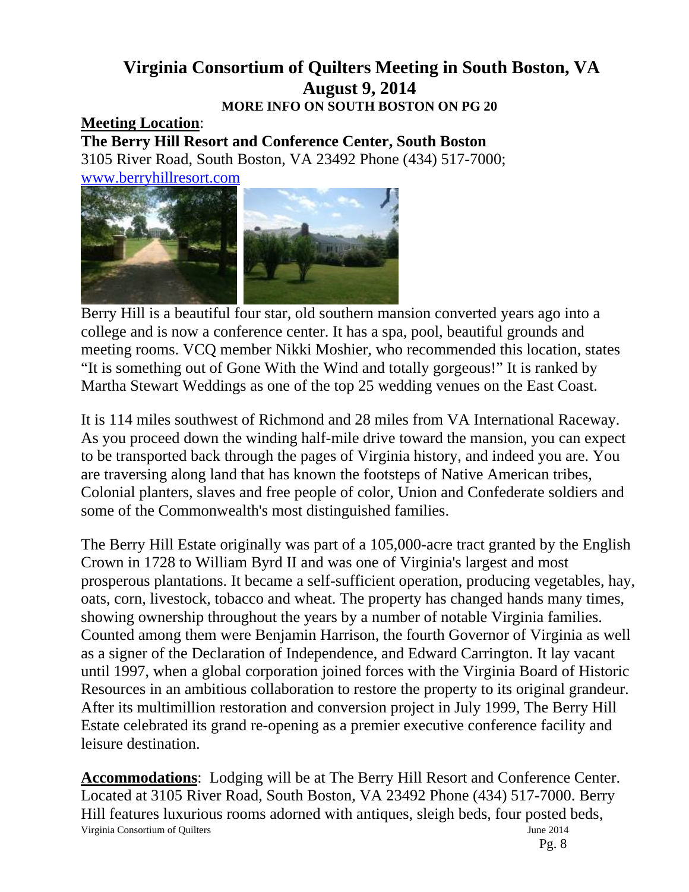# Virginia Consortium of Quilters Meeting in South Boston, VA
# August 9, 2014

**MORE INFO ON SOUTH BOSTON ON PG 20**

**Meeting Location**:

**The Berry Hill Resort and Conference Center, South Boston**

3105 River Road, South Boston, VA 23492 Phone (434) 517-7000;
www.berryhillresort.com

Berry Hill is a beautiful four star, old southern mansion converted years ago into a college and is now a conference center. It has a spa, pool, beautiful grounds and meeting rooms. VCQ member Nikki Moshier, who recommended this location, states "It is something out of Gone With the Wind and totally gorgeous!" It is ranked by Martha Stewart Weddings as one of the top 25 wedding venues on the East Coast.

It is 114 miles southwest of Richmond and 28 miles from VA International Raceway. As you proceed down the winding half-mile drive toward the mansion, you can expect to be transported back through the pages of Virginia history, and indeed you are. You are traversing along land that has known the footsteps of Native American tribes, Colonial planters, slaves and free people of color, Union and Confederate soldiers and some of the Commonwealth's most distinguished families.

The Berry Hill Estate originally was part of a 105,000-acre tract granted by the English Crown in 1728 to William Byrd II and was one of Virginia's largest and most prosperous plantations. It became a self-sufficient operation, producing vegetables, hay, oats, corn, livestock, tobacco and wheat. The property has changed hands many times, showing ownership throughout the years by a number of notable Virginia families. Counted among them were Benjamin Harrison, the fourth Governor of Virginia as well as a signer of the Declaration of Independence, and Edward Carrington. It lay vacant until 1997, when a global corporation joined forces with the Virginia Board of Historic Resources in an ambitious collaboration to restore the property to its original grandeur. After its multimillion restoration and conversion project in July 1999, The Berry Hill Estate celebrated its grand re-opening as a premier executive conference facility and leisure destination.

**Accommodations**: Lodging will be at The Berry Hill Resort and Conference Center. Located at 3105 River Road, South Boston, VA 23492 Phone (434) 517-7000. Berry Hill features luxurious rooms adorned with antiques, sleigh beds, four posted beds,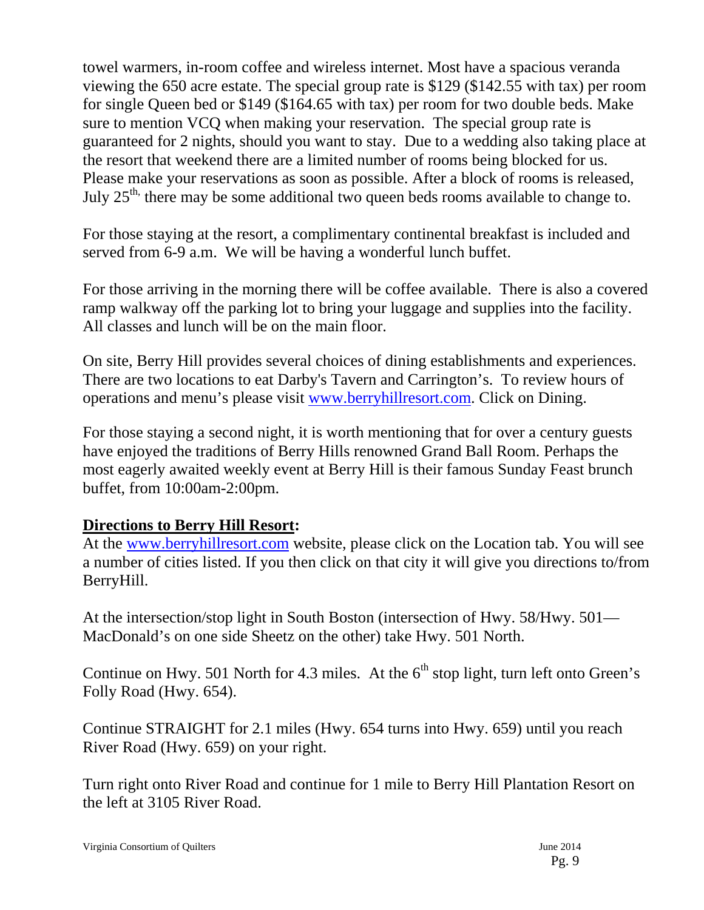towel warmers, in-room coffee and wireless internet. Most have a spacious veranda viewing the 650 acre estate. The special group rate is $129 ($142.55 with tax) per room for single Queen bed or $149 ($164.65 with tax) per room for two double beds. Make sure to mention VCQ when making your reservation. The special group rate is guaranteed for 2 nights, should you want to stay. Due to a wedding also taking place at the resort that weekend there are a limited number of rooms being blocked for us. Please make your reservations as soon as possible. After a block of rooms is released, July 25th, there may be some additional two queen beds rooms available to change to.

For those staying at the resort, a complimentary continental breakfast is included and served from 6-9 a.m. We will be having a wonderful lunch buffet.

For those arriving in the morning there will be coffee available. There is also a covered ramp walkway off the parking lot to bring your luggage and supplies into the facility. All classes and lunch will be on the main floor.

On site, Berry Hill provides several choices of dining establishments and experiences. There are two locations to eat Darby's Tavern and Carrington's. To review hours of operations and menu's please visit www.berryhillresort.com. Click on Dining.

For those staying a second night, it is worth mentioning that for over a century guests have enjoyed the traditions of Berry Hills renowned Grand Ball Room. Perhaps the most eagerly awaited weekly event at Berry Hill is their famous Sunday Feast brunch buffet, from 10:00am-2:00pm.

**Directions to Berry Hill Resort:**

At the www.berryhillresort.com website, please click on the Location tab. You will see a number of cities listed. If you then click on that city it will give you directions to/from BerryHill.

At the intersection/stop light in South Boston (intersection of Hwy. 58/Hwy. 501—MacDonald's on one side Sheetz on the other) take Hwy. 501 North.

Continue on Hwy. 501 North for 4.3 miles. At the 6th stop light, turn left onto Green's Folly Road (Hwy. 654).

Continue STRAIGHT for 2.1 miles (Hwy. 654 turns into Hwy. 659) until you reach River Road (Hwy. 659) on your right.

Turn right onto River Road and continue for 1 mile to Berry Hill Plantation Resort on the left at 3105 River Road.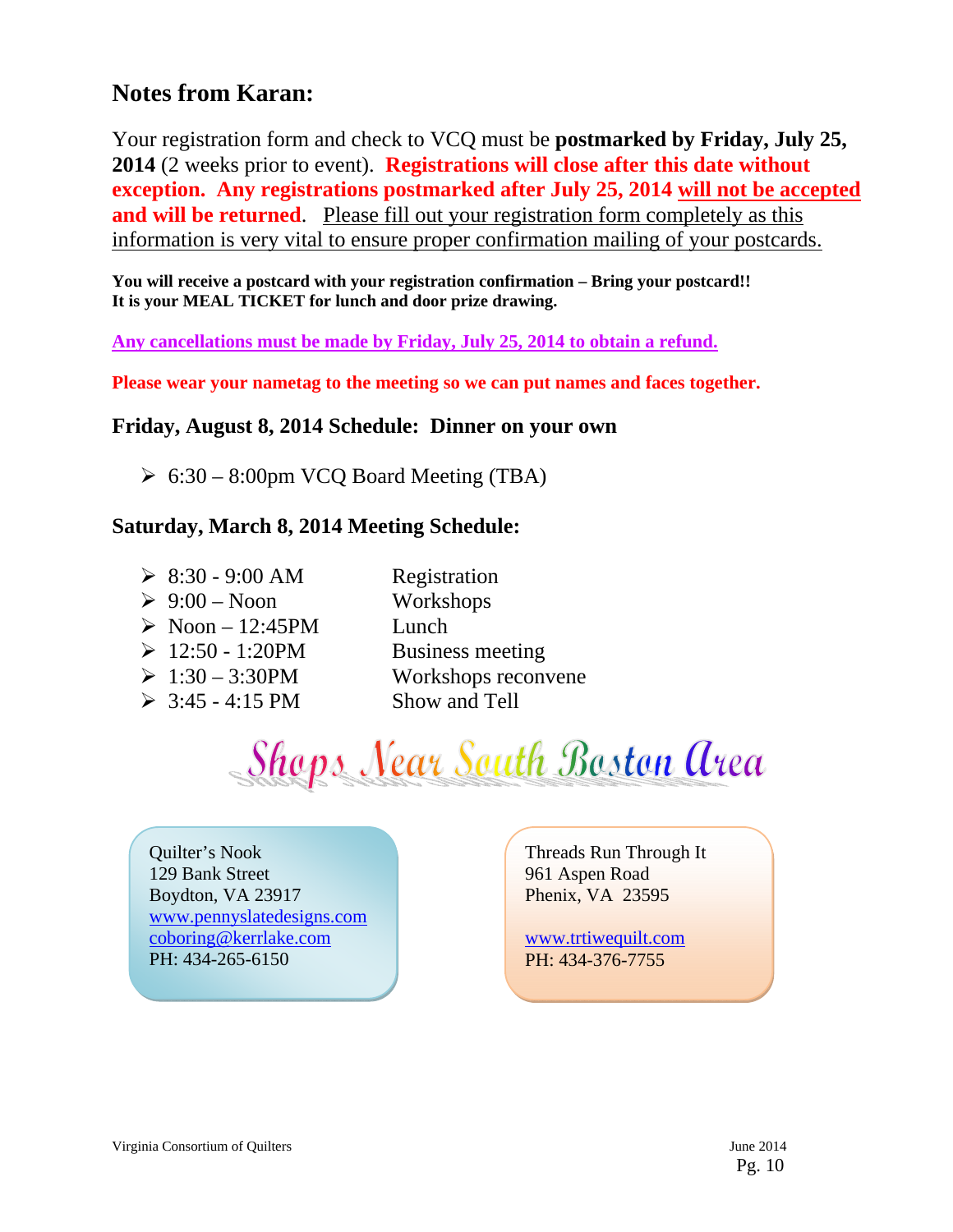## Notes from Karan:

Your registration form and check to VCQ must be **postmarked by Friday, July 25, 2014** (2 weeks prior to event). **Registrations will close after this date without exception. Any registrations postmarked after July 25, 2014 will not be accepted and will be returned**. Please fill out your registration form completely as this information is very vital to ensure proper confirmation mailing of your postcards.

**You will receive a postcard with your registration confirmation – Bring your postcard!! It is your MEAL TICKET for lunch and door prize drawing.**

**Any cancellations must be made by Friday, July 25, 2014 to obtain a refund.**

**Please wear your nametag to the meeting so we can put names and faces together.**

### Friday, August 8, 2014 Schedule: Dinner on your own

- 6:30 – 8:00pm VCQ Board Meeting (TBA)

### Saturday, March 8, 2014 Meeting Schedule:

- 8:30 - 9:00 AM — Registration
- 9:00 – Noon — Workshops
- Noon – 12:45PM — Lunch
- 12:50 - 1:20PM — Business meeting
- 1:30 – 3:30PM — Workshops reconvene
- 3:45 - 4:15 PM — Show and Tell

## Shops Near South Boston Area

Quilter's Nook
129 Bank Street
Boydton, VA 23917
www.pennyslatedesigns.com
coboring@kerrlake.com
PH: 434-265-6150

Threads Run Through It
961 Aspen Road
Phenix, VA 23595

www.trtiwequilt.com
PH: 434-376-7755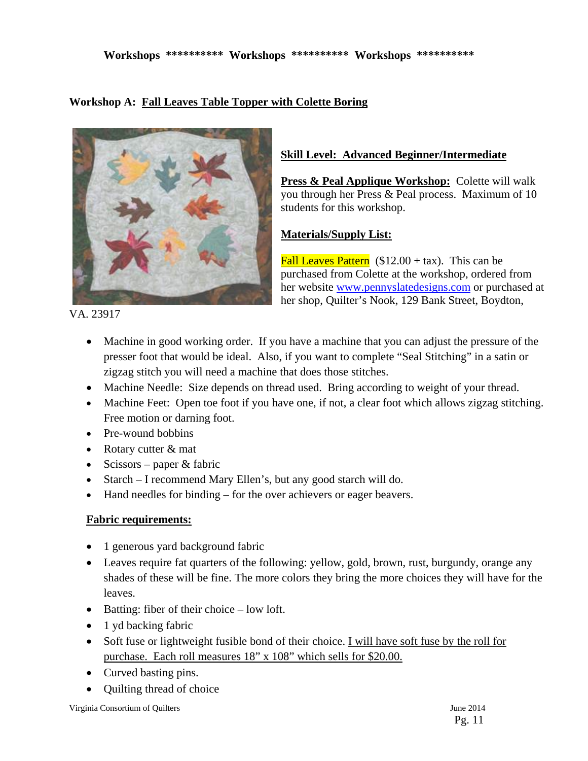**Workshops ********** Workshops ********** Workshops **********

**Workshop A: Fall Leaves Table Topper with Colette Boring**

**Skill Level: Advanced Beginner/Intermediate**

**Press & Peal Applique Workshop:** Colette will walk you through her Press & Peal process. Maximum of 10 students for this workshop.

**Materials/Supply List:**

Fall Leaves Pattern ($12.00 + tax). This can be purchased from Colette at the workshop, ordered from her website www.pennyslatedesigns.com or purchased at her shop, Quilter's Nook, 129 Bank Street, Boydton, VA. 23917

- Machine in good working order. If you have a machine that you can adjust the pressure of the presser foot that would be ideal. Also, if you want to complete "Seal Stitching" in a satin or zigzag stitch you will need a machine that does those stitches.
- Machine Needle: Size depends on thread used. Bring according to weight of your thread.
- Machine Feet: Open toe foot if you have one, if not, a clear foot which allows zigzag stitching. Free motion or darning foot.
- Pre-wound bobbins
- Rotary cutter & mat
- Scissors – paper & fabric
- Starch – I recommend Mary Ellen's, but any good starch will do.
- Hand needles for binding – for the over achievers or eager beavers.

**Fabric requirements:**

- 1 generous yard background fabric
- Leaves require fat quarters of the following: yellow, gold, brown, rust, burgundy, orange any shades of these will be fine. The more colors they bring the more choices they will have for the leaves.
- Batting: fiber of their choice – low loft.
- 1 yd backing fabric
- Soft fuse or lightweight fusible bond of their choice. I will have soft fuse by the roll for purchase. Each roll measures 18" x 108" which sells for $20.00.
- Curved basting pins.
- Quilting thread of choice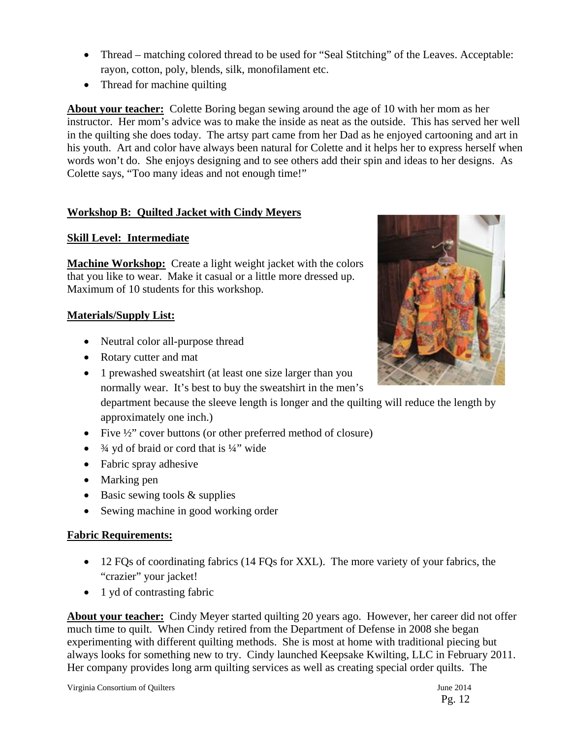- Thread – matching colored thread to be used for "Seal Stitching" of the Leaves. Acceptable: rayon, cotton, poly, blends, silk, monofilament etc.
- Thread for machine quilting

**About your teacher:** Colette Boring began sewing around the age of 10 with her mom as her instructor. Her mom's advice was to make the inside as neat as the outside. This has served her well in the quilting she does today. The artsy part came from her Dad as he enjoyed cartooning and art in his youth. Art and color have always been natural for Colette and it helps her to express herself when words won't do. She enjoys designing and to see others add their spin and ideas to her designs. As Colette says, "Too many ideas and not enough time!"

**Workshop B: Quilted Jacket with Cindy Meyers**

**Skill Level: Intermediate**

**Machine Workshop:** Create a light weight jacket with the colors that you like to wear. Make it casual or a little more dressed up. Maximum of 10 students for this workshop.

**Materials/Supply List:**

- Neutral color all-purpose thread
- Rotary cutter and mat
- 1 prewashed sweatshirt (at least one size larger than you normally wear. It's best to buy the sweatshirt in the men's department because the sleeve length is longer and the quilting will reduce the length by approximately one inch.)
- Five ½" cover buttons (or other preferred method of closure)
- ¾ yd of braid or cord that is ¼" wide
- Fabric spray adhesive
- Marking pen
- Basic sewing tools & supplies
- Sewing machine in good working order

**Fabric Requirements:**

- 12 FQs of coordinating fabrics (14 FQs for XXL). The more variety of your fabrics, the "crazier" your jacket!
- 1 yd of contrasting fabric

**About your teacher:** Cindy Meyer started quilting 20 years ago. However, her career did not offer much time to quilt. When Cindy retired from the Department of Defense in 2008 she began experimenting with different quilting methods. She is most at home with traditional piecing but always looks for something new to try. Cindy launched Keepsake Kwilting, LLC in February 2011. Her company provides long arm quilting services as well as creating special order quilts. The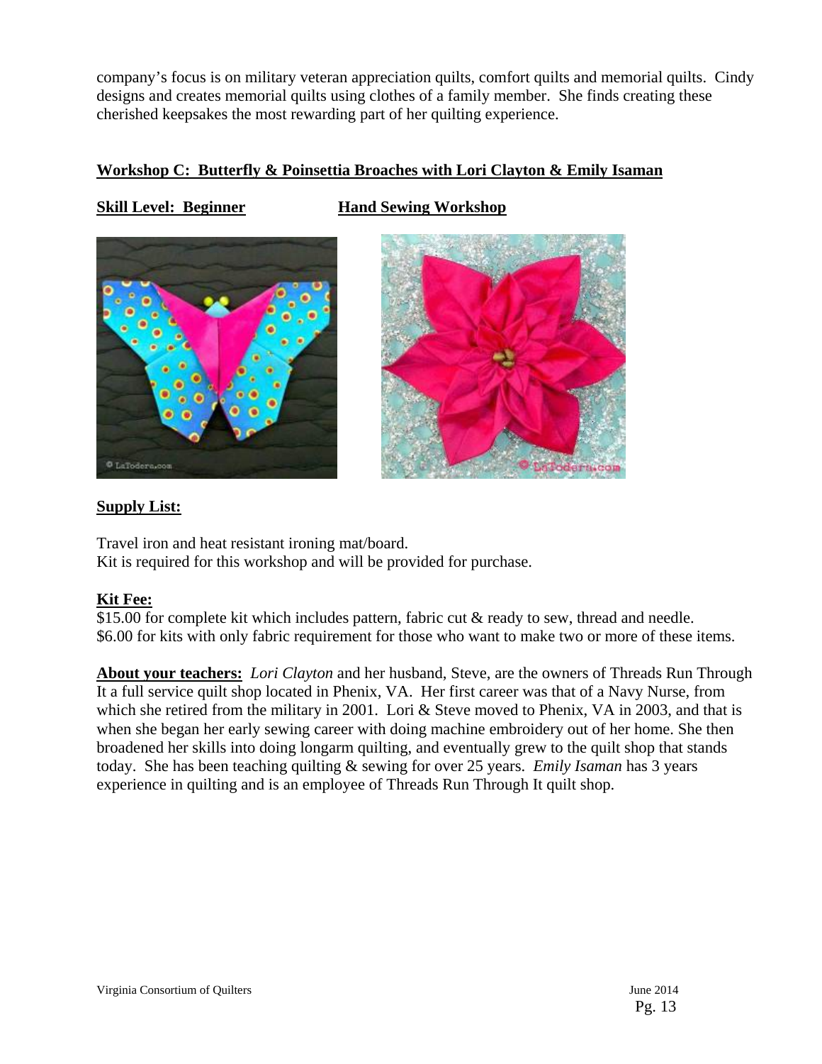company's focus is on military veteran appreciation quilts, comfort quilts and memorial quilts. Cindy designs and creates memorial quilts using clothes of a family member. She finds creating these cherished keepsakes the most rewarding part of her quilting experience.

**Workshop C: Butterfly & Poinsettia Broaches with Lori Clayton & Emily Isaman**

**Skill Level: Beginner** **Hand Sewing Workshop**

**Supply List:**

Travel iron and heat resistant ironing mat/board.
Kit is required for this workshop and will be provided for purchase.

**Kit Fee:**
$15.00 for complete kit which includes pattern, fabric cut & ready to sew, thread and needle.
$6.00 for kits with only fabric requirement for those who want to make two or more of these items.

**About your teachers:** *Lori Clayton* and her husband, Steve, are the owners of Threads Run Through It a full service quilt shop located in Phenix, VA. Her first career was that of a Navy Nurse, from which she retired from the military in 2001. Lori & Steve moved to Phenix, VA in 2003, and that is when she began her early sewing career with doing machine embroidery out of her home. She then broadened her skills into doing longarm quilting, and eventually grew to the quilt shop that stands today. She has been teaching quilting & sewing for over 25 years. *Emily Isaman* has 3 years experience in quilting and is an employee of Threads Run Through It quilt shop.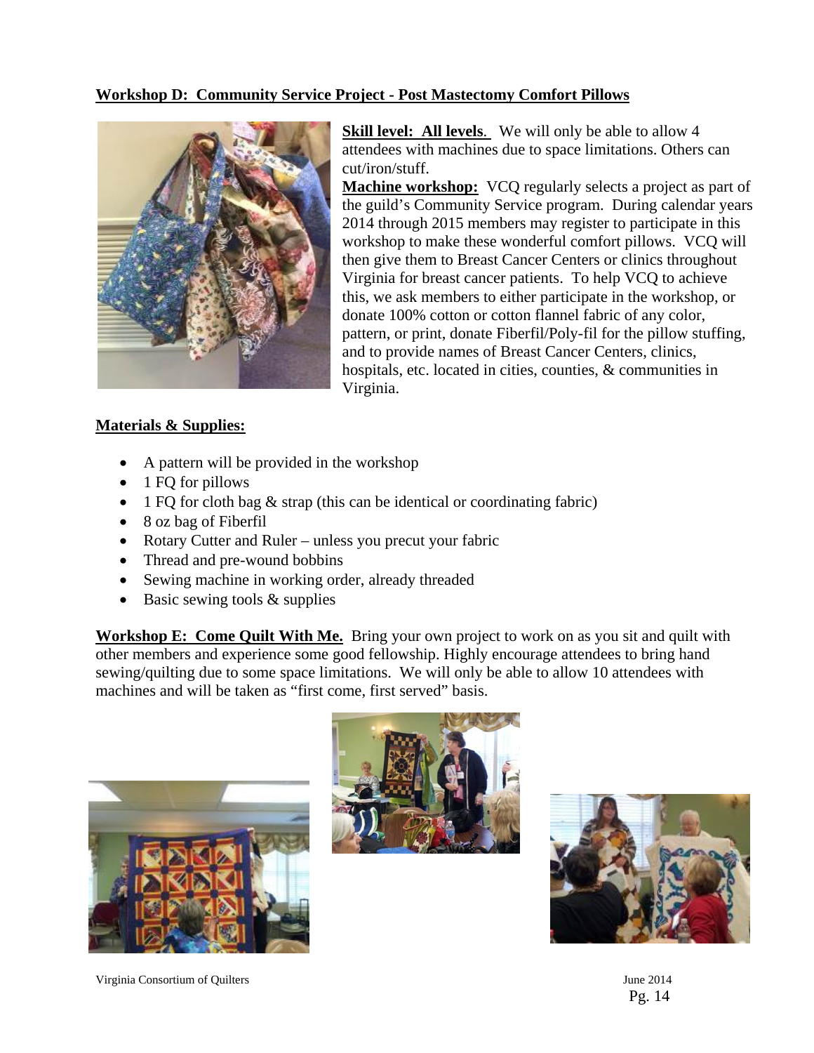**Workshop D: Community Service Project - Post Mastectomy Comfort Pillows**

**Skill level: All levels**. We will only be able to allow 4 attendees with machines due to space limitations. Others can cut/iron/stuff.

**Machine workshop:** VCQ regularly selects a project as part of the guild's Community Service program. During calendar years 2014 through 2015 members may register to participate in this workshop to make these wonderful comfort pillows. VCQ will then give them to Breast Cancer Centers or clinics throughout Virginia for breast cancer patients. To help VCQ to achieve this, we ask members to either participate in the workshop, or donate 100% cotton or cotton flannel fabric of any color, pattern, or print, donate Fiberfil/Poly-fil for the pillow stuffing, and to provide names of Breast Cancer Centers, clinics, hospitals, etc. located in cities, counties, & communities in Virginia.

**Materials & Supplies:**

- A pattern will be provided in the workshop
- 1 FQ for pillows
- 1 FQ for cloth bag & strap (this can be identical or coordinating fabric)
- 8 oz bag of Fiberfil
- Rotary Cutter and Ruler – unless you precut your fabric
- Thread and pre-wound bobbins
- Sewing machine in working order, already threaded
- Basic sewing tools & supplies

**Workshop E: Come Quilt With Me.** Bring your own project to work on as you sit and quilt with other members and experience some good fellowship. Highly encourage attendees to bring hand sewing/quilting due to some space limitations. We will only be able to allow 10 attendees with machines and will be taken as "first come, first served" basis.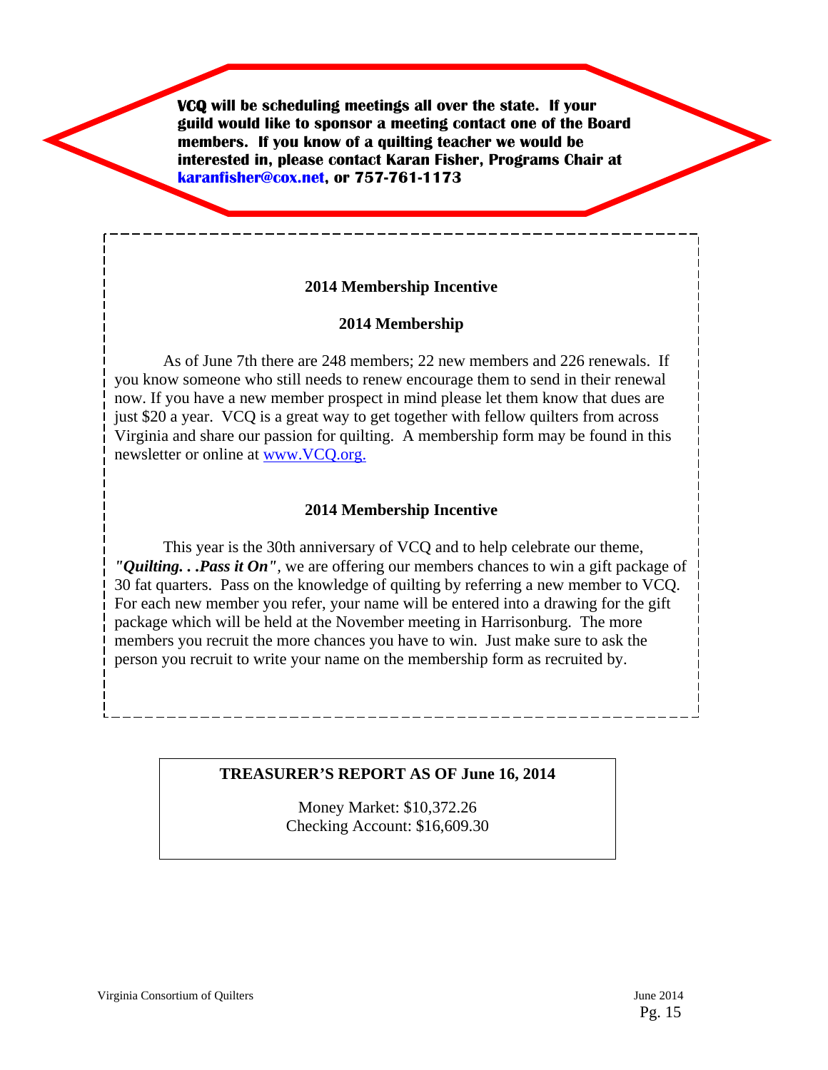**VCQ will be scheduling meetings all over the state. If your guild would like to sponsor a meeting contact one of the Board members. If you know of a quilting teacher we would be interested in, please contact Karan Fisher, Programs Chair at karanfisher@cox.net, or 757-761-1173**

## 2014 Membership Incentive

### 2014 Membership

As of June 7th there are 248 members; 22 new members and 226 renewals. If you know someone who still needs to renew encourage them to send in their renewal now. If you have a new member prospect in mind please let them know that dues are just $20 a year. VCQ is a great way to get together with fellow quilters from across Virginia and share our passion for quilting. A membership form may be found in this newsletter or online at www.VCQ.org.

### 2014 Membership Incentive

This year is the 30th anniversary of VCQ and to help celebrate our theme, ***"Quilting. . .Pass it On"***, we are offering our members chances to win a gift package of 30 fat quarters. Pass on the knowledge of quilting by referring a new member to VCQ. For each new member you refer, your name will be entered into a drawing for the gift package which will be held at the November meeting in Harrisonburg. The more members you recruit the more chances you have to win. Just make sure to ask the person you recruit to write your name on the membership form as recruited by.

### TREASURER'S REPORT AS OF June 16, 2014

Money Market: $10,372.26
Checking Account: $16,609.30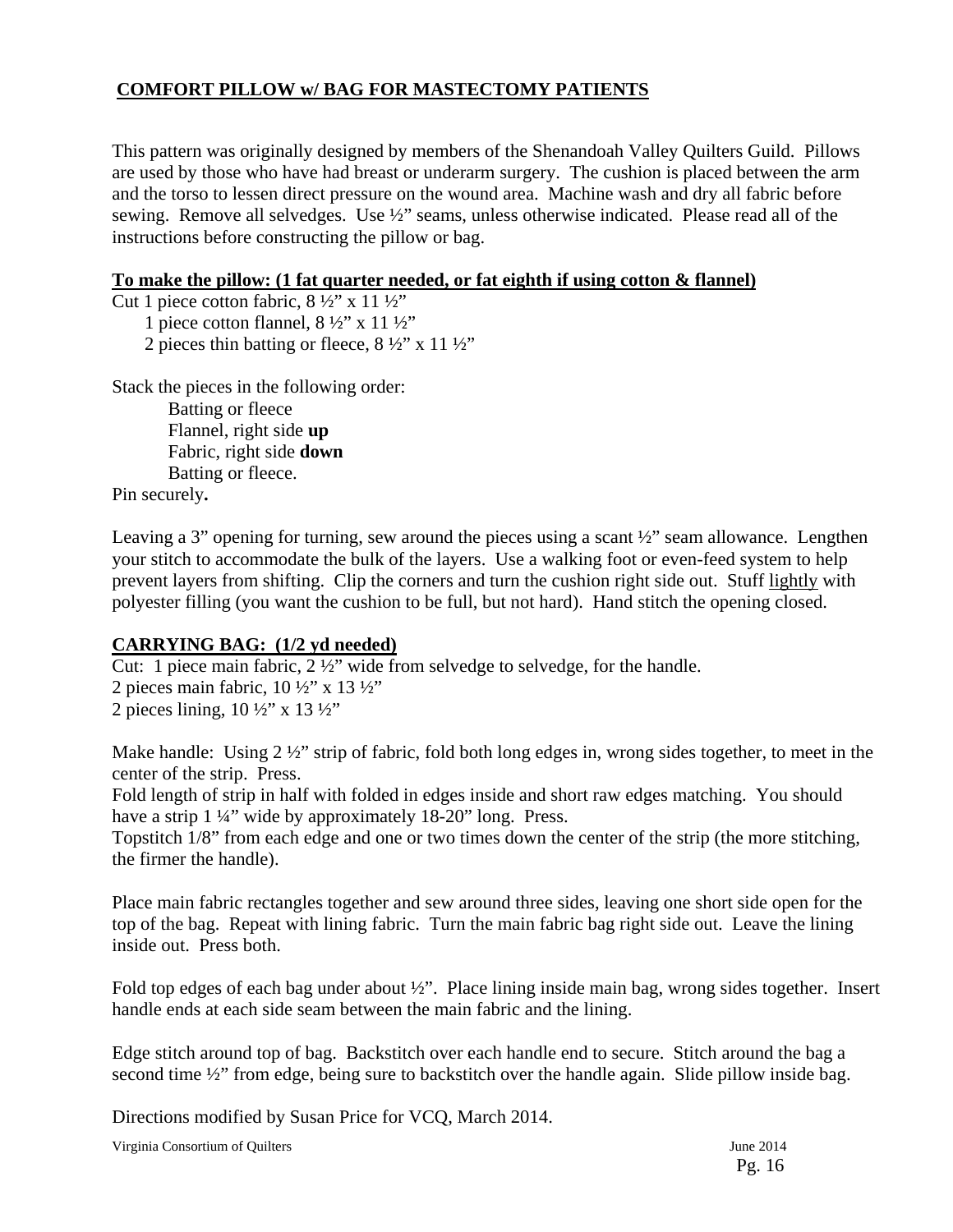## COMFORT PILLOW w/ BAG FOR MASTECTOMY PATIENTS

This pattern was originally designed by members of the Shenandoah Valley Quilters Guild. Pillows are used by those who have had breast or underarm surgery. The cushion is placed between the arm and the torso to lessen direct pressure on the wound area. Machine wash and dry all fabric before sewing. Remove all selvedges. Use ½" seams, unless otherwise indicated. Please read all of the instructions before constructing the pillow or bag.

**To make the pillow: (1 fat quarter needed, or fat eighth if using cotton & flannel)**

Cut 1 piece cotton fabric, 8 ½" x 11 ½"
1 piece cotton flannel, 8 ½" x 11 ½"
2 pieces thin batting or fleece, 8 ½" x 11 ½"

Stack the pieces in the following order:

Batting or fleece
Flannel, right side **up**
Fabric, right side **down**
Batting or fleece.

Pin securely.

Leaving a 3" opening for turning, sew around the pieces using a scant ½" seam allowance. Lengthen your stitch to accommodate the bulk of the layers. Use a walking foot or even-feed system to help prevent layers from shifting. Clip the corners and turn the cushion right side out. Stuff lightly with polyester filling (you want the cushion to be full, but not hard). Hand stitch the opening closed.

**CARRYING BAG: (1/2 yd needed)**

Cut: 1 piece main fabric, 2 ½" wide from selvedge to selvedge, for the handle.
2 pieces main fabric, 10 ½" x 13 ½"
2 pieces lining, 10 ½" x 13 ½"

Make handle: Using 2 ½" strip of fabric, fold both long edges in, wrong sides together, to meet in the center of the strip. Press.
Fold length of strip in half with folded in edges inside and short raw edges matching. You should have a strip 1 ¼" wide by approximately 18-20" long. Press.
Topstitch 1/8" from each edge and one or two times down the center of the strip (the more stitching, the firmer the handle).

Place main fabric rectangles together and sew around three sides, leaving one short side open for the top of the bag. Repeat with lining fabric. Turn the main fabric bag right side out. Leave the lining inside out. Press both.

Fold top edges of each bag under about ½". Place lining inside main bag, wrong sides together. Insert handle ends at each side seam between the main fabric and the lining.

Edge stitch around top of bag. Backstitch over each handle end to secure. Stitch around the bag a second time ½" from edge, being sure to backstitch over the handle again. Slide pillow inside bag.

Directions modified by Susan Price for VCQ, March 2014.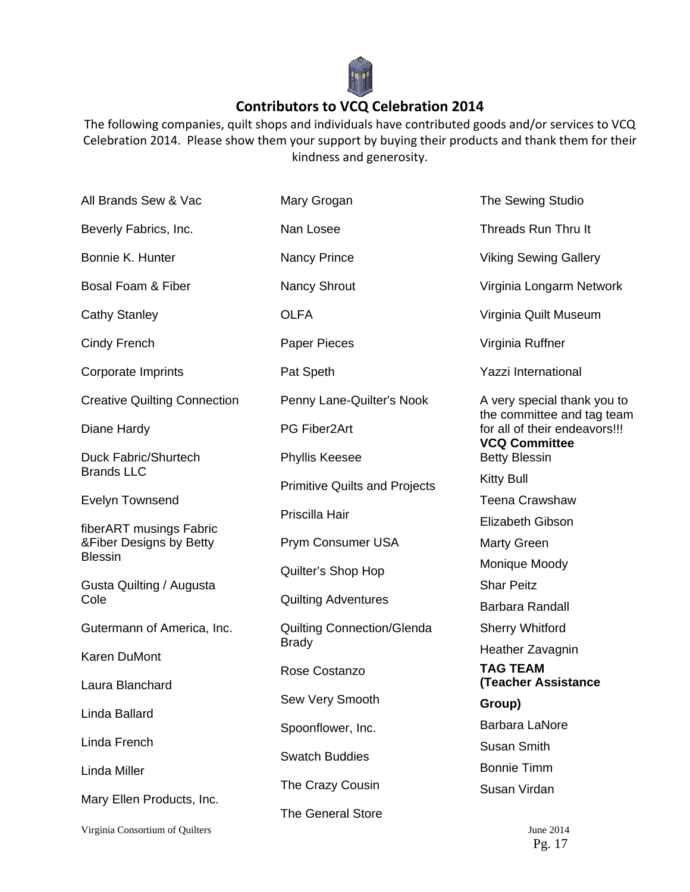## Contributors to VCQ Celebration 2014

The following companies, quilt shops and individuals have contributed goods and/or services to VCQ Celebration 2014. Please show them your support by buying their products and thank them for their kindness and generosity.

All Brands Sew & Vac

Beverly Fabrics, Inc.

Bonnie K. Hunter

Bosal Foam & Fiber

Cathy Stanley

Cindy French

Corporate Imprints

Creative Quilting Connection

Diane Hardy

Duck Fabric/Shurtech Brands LLC

Evelyn Townsend

fiberART musings Fabric &Fiber Designs by Betty Blessin

Gusta Quilting / Augusta Cole

Gutermann of America, Inc.

Karen DuMont

Laura Blanchard

Linda Ballard

Linda French

Linda Miller

Mary Ellen Products, Inc.

Mary Grogan

Nan Losee

Nancy Prince

Nancy Shrout

OLFA

Paper Pieces

Pat Speth

Penny Lane-Quilter's Nook

PG Fiber2Art

Phyllis Keesee

Primitive Quilts and Projects

Priscilla Hair

Prym Consumer USA

Quilter's Shop Hop

Quilting Adventures

Quilting Connection/Glenda Brady

Rose Costanzo

Sew Very Smooth

Spoonflower, Inc.

Swatch Buddies

The Crazy Cousin

The General Store

The Sewing Studio

Threads Run Thru It

Viking Sewing Gallery

Virginia Longarm Network

Virginia Quilt Museum

Virginia Ruffner

Yazzi International

A very special thank you to the committee and tag team for all of their endeavors!!!

**VCQ Committee**

Betty Blessin

Kitty Bull

Teena Crawshaw

Elizabeth Gibson

Marty Green

Monique Moody

Shar Peitz

Barbara Randall

Sherry Whitford

Heather Zavagnin

**TAG TEAM (Teacher Assistance Group)**

Barbara LaNore

Susan Smith

Bonnie Timm

Susan Virdan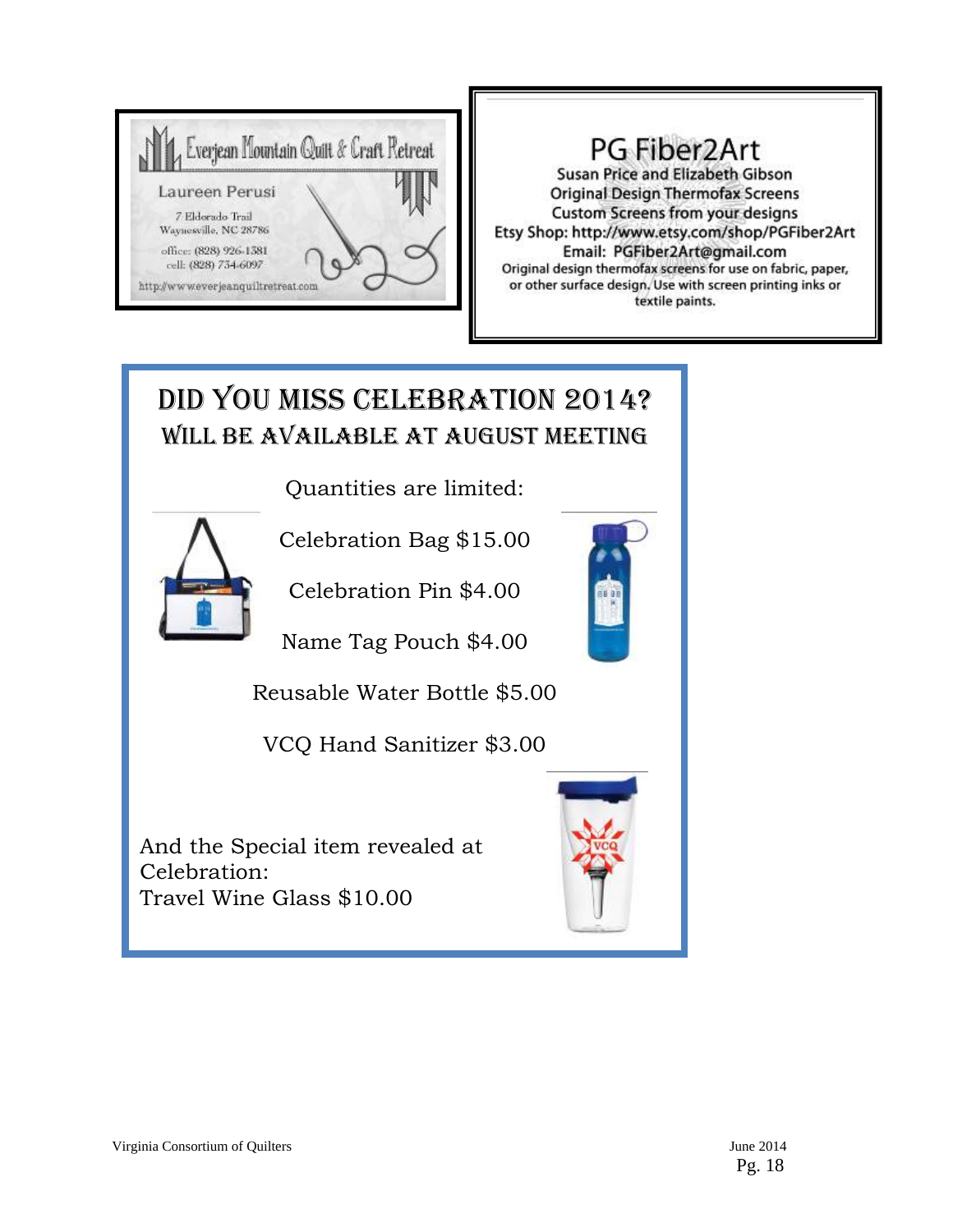Everjean Mountain Quilt & Craft Retreat

Laureen Perusi

7 Eldorado Trail
Waynesville, NC 28786

office: (828) 926-1581
cell: (828) 734-6097

http://www.everjeanquiltretreat.com

## PG Fiber2Art

Susan Price and Elizabeth Gibson
Original Design Thermofax Screens
Custom Screens from your designs
Etsy Shop: http://www.etsy.com/shop/PGFiber2Art
Email: PGFiber2Art@gmail.com
Original design thermofax screens for use on fabric, paper, or other surface design. Use with screen printing inks or textile paints.

# DID YOU MISS CELEBRATION 2014?

## WILL BE AVAILABLE AT AUGUST MEETING

Quantities are limited:

Celebration Bag $15.00

Celebration Pin $4.00

Name Tag Pouch $4.00

Reusable Water Bottle $5.00

VCQ Hand Sanitizer $3.00

And the Special item revealed at Celebration:
Travel Wine Glass $10.00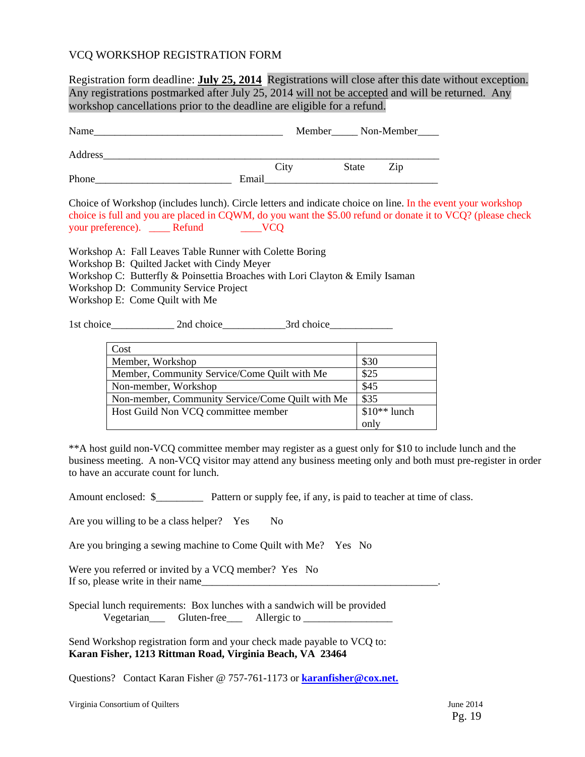# VCQ WORKSHOP REGISTRATION FORM

Registration form deadline: **July 25, 2014** Registrations will close after this date without exception. Any registrations postmarked after July 25, 2014 will not be accepted and will be returned. Any workshop cancellations prior to the deadline are eligible for a refund.

Name_____________________________________ Member_____ Non-Member____

Address___________________________________________________________________

City State Zip

Phone__________________________ Email_________________________________

Choice of Workshop (includes lunch). Circle letters and indicate choice on line. In the event your workshop choice is full and you are placed in CQWM, do you want the $5.00 refund or donate it to VCQ? (please check your preference). ____ Refund ____VCQ

Workshop A: Fall Leaves Table Runner with Colette Boring
Workshop B: Quilted Jacket with Cindy Meyer
Workshop C: Butterfly & Poinsettia Broaches with Lori Clayton & Emily Isaman
Workshop D: Community Service Project
Workshop E: Come Quilt with Me

1st choice____________ 2nd choice____________3rd choice____________

| Cost | |
|---|---|
| Member, Workshop | $30 |
| Member, Community Service/Come Quilt with Me | $25 |
| Non-member, Workshop | $45 |
| Non-member, Community Service/Come Quilt with Me | $35 |
| Host Guild Non VCQ committee member | $10** lunch only |

**A host guild non-VCQ committee member may register as a guest only for $10 to include lunch and the business meeting. A non-VCQ visitor may attend any business meeting only and both must pre-register in order to have an accurate count for lunch.

Amount enclosed: $_________ Pattern or supply fee, if any, is paid to teacher at time of class.

Are you willing to be a class helper? Yes No

Are you bringing a sewing machine to Come Quilt with Me? Yes No

Were you referred or invited by a VCQ member? Yes No
If so, please write in their name_______________________________________________.

Special lunch requirements: Box lunches with a sandwich will be provided
Vegetarian___ Gluten-free___ Allergic to _________________

Send Workshop registration form and your check made payable to VCQ to:
**Karan Fisher, 1213 Rittman Road, Virginia Beach, VA 23464**

Questions? Contact Karan Fisher @ 757-761-1173 or **karanfisher@cox.net.**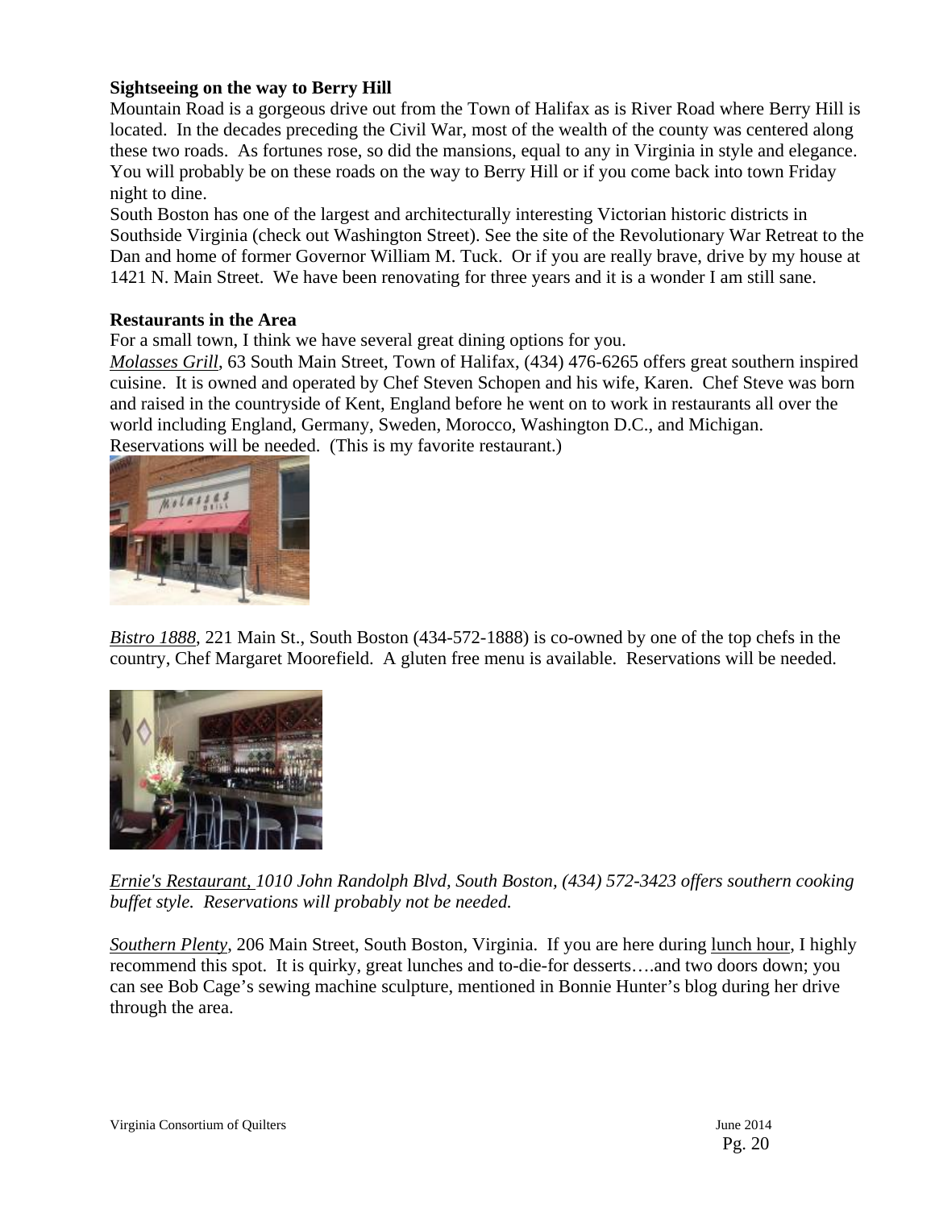**Sightseeing on the way to Berry Hill**

Mountain Road is a gorgeous drive out from the Town of Halifax as is River Road where Berry Hill is located. In the decades preceding the Civil War, most of the wealth of the county was centered along these two roads. As fortunes rose, so did the mansions, equal to any in Virginia in style and elegance. You will probably be on these roads on the way to Berry Hill or if you come back into town Friday night to dine.

South Boston has one of the largest and architecturally interesting Victorian historic districts in Southside Virginia (check out Washington Street). See the site of the Revolutionary War Retreat to the Dan and home of former Governor William M. Tuck. Or if you are really brave, drive by my house at 1421 N. Main Street. We have been renovating for three years and it is a wonder I am still sane.

**Restaurants in the Area**

For a small town, I think we have several great dining options for you.

*Molasses Grill*, 63 South Main Street, Town of Halifax, (434) 476-6265 offers great southern inspired cuisine. It is owned and operated by Chef Steven Schopen and his wife, Karen. Chef Steve was born and raised in the countryside of Kent, England before he went on to work in restaurants all over the world including England, Germany, Sweden, Morocco, Washington D.C., and Michigan. Reservations will be needed. (This is my favorite restaurant.)

*Bistro 1888*, 221 Main St., South Boston (434-572-1888) is co-owned by one of the top chefs in the country, Chef Margaret Moorefield. A gluten free menu is available. Reservations will be needed.

*Ernie's Restaurant, 1010 John Randolph Blvd, South Boston, (434) 572-3423 offers southern cooking buffet style. Reservations will probably not be needed.*

*Southern Plenty*, 206 Main Street, South Boston, Virginia. If you are here during lunch hour, I highly recommend this spot. It is quirky, great lunches and to-die-for desserts….and two doors down; you can see Bob Cage's sewing machine sculpture, mentioned in Bonnie Hunter's blog during her drive through the area.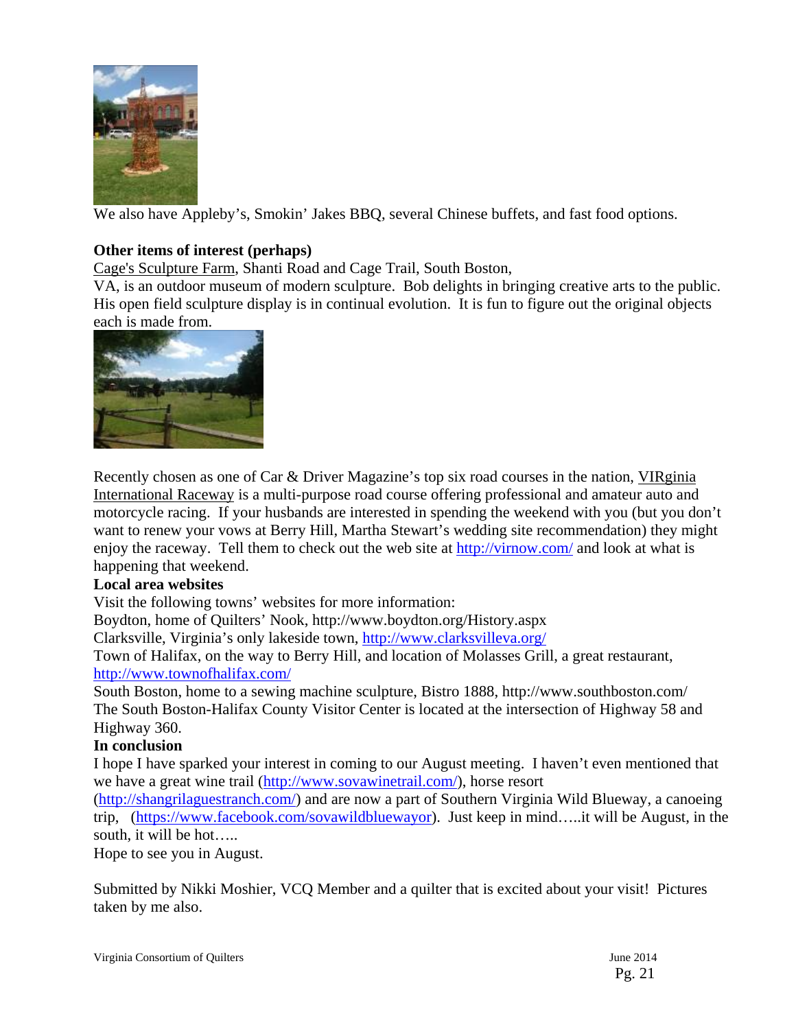We also have Appleby's, Smokin' Jakes BBQ, several Chinese buffets, and fast food options.

**Other items of interest (perhaps)**

Cage's Sculpture Farm, Shanti Road and Cage Trail, South Boston, VA, is an outdoor museum of modern sculpture. Bob delights in bringing creative arts to the public. His open field sculpture display is in continual evolution. It is fun to figure out the original objects each is made from.

Recently chosen as one of Car & Driver Magazine's top six road courses in the nation, VIRginia International Raceway is a multi-purpose road course offering professional and amateur auto and motorcycle racing. If your husbands are interested in spending the weekend with you (but you don't want to renew your vows at Berry Hill, Martha Stewart's wedding site recommendation) they might enjoy the raceway. Tell them to check out the web site at http://virnow.com/ and look at what is happening that weekend.

**Local area websites**

Visit the following towns' websites for more information:

Boydton, home of Quilters' Nook, http://www.boydton.org/History.aspx

Clarksville, Virginia's only lakeside town, http://www.clarksvilleva.org/

Town of Halifax, on the way to Berry Hill, and location of Molasses Grill, a great restaurant, http://www.townofhalifax.com/

South Boston, home to a sewing machine sculpture, Bistro 1888, http://www.southboston.com/

The South Boston-Halifax County Visitor Center is located at the intersection of Highway 58 and Highway 360.

**In conclusion**

I hope I have sparked your interest in coming to our August meeting. I haven't even mentioned that we have a great wine trail (http://www.sovawinetrail.com/), horse resort (http://shangrilaguestranch.com/) and are now a part of Southern Virginia Wild Blueway, a canoeing trip, (https://www.facebook.com/sovawildbluewayor). Just keep in mind…..it will be August, in the south, it will be hot…..

Hope to see you in August.

Submitted by Nikki Moshier, VCQ Member and a quilter that is excited about your visit! Pictures taken by me also.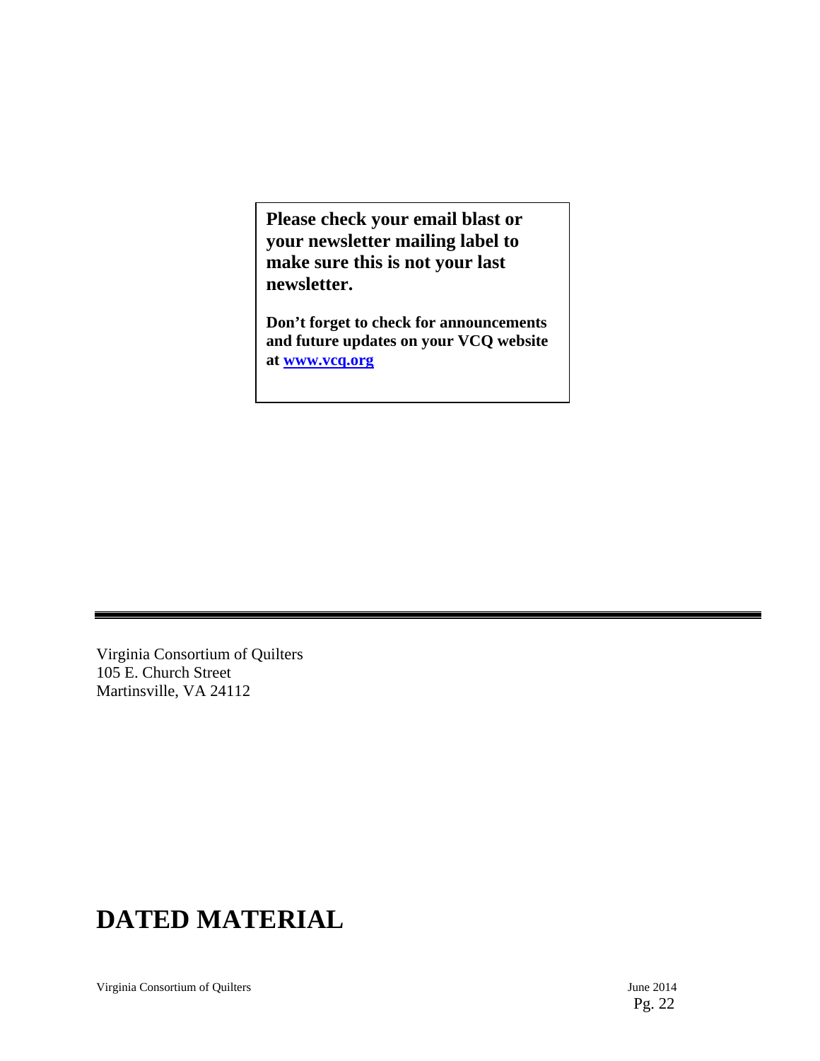**Please check your email blast or your newsletter mailing label to make sure this is not your last newsletter.**

**Don't forget to check for announcements and future updates on your VCQ website at [www.vcq.org](http://www.vcq.org)**

---

Virginia Consortium of Quilters
105 E. Church Street
Martinsville, VA 24112

# DATED MATERIAL